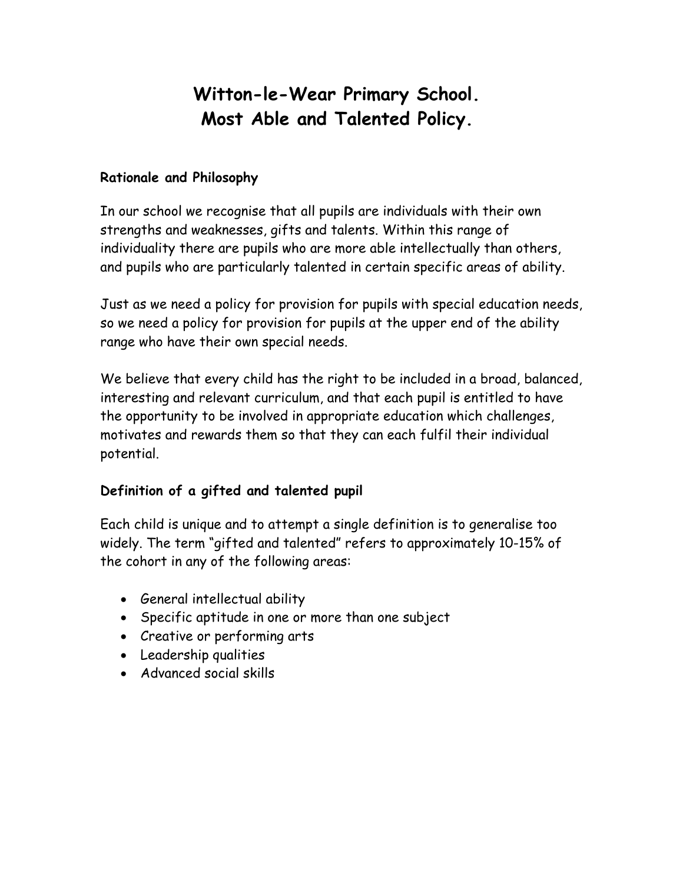# Witton-le-Wear Primary School.
# Most Able and Talented Policy.

## Rationale and Philosophy

In our school we recognise that all pupils are individuals with their own strengths and weaknesses, gifts and talents. Within this range of individuality there are pupils who are more able intellectually than others, and pupils who are particularly talented in certain specific areas of ability.

Just as we need a policy for provision for pupils with special education needs, so we need a policy for provision for pupils at the upper end of the ability range who have their own special needs.

We believe that every child has the right to be included in a broad, balanced, interesting and relevant curriculum, and that each pupil is entitled to have the opportunity to be involved in appropriate education which challenges, motivates and rewards them so that they can each fulfil their individual potential.

## Definition of a gifted and talented pupil

Each child is unique and to attempt a single definition is to generalise too widely. The term "gifted and talented" refers to approximately 10-15% of the cohort in any of the following areas:

- General intellectual ability
- Specific aptitude in one or more than one subject
- Creative or performing arts
- Leadership qualities
- Advanced social skills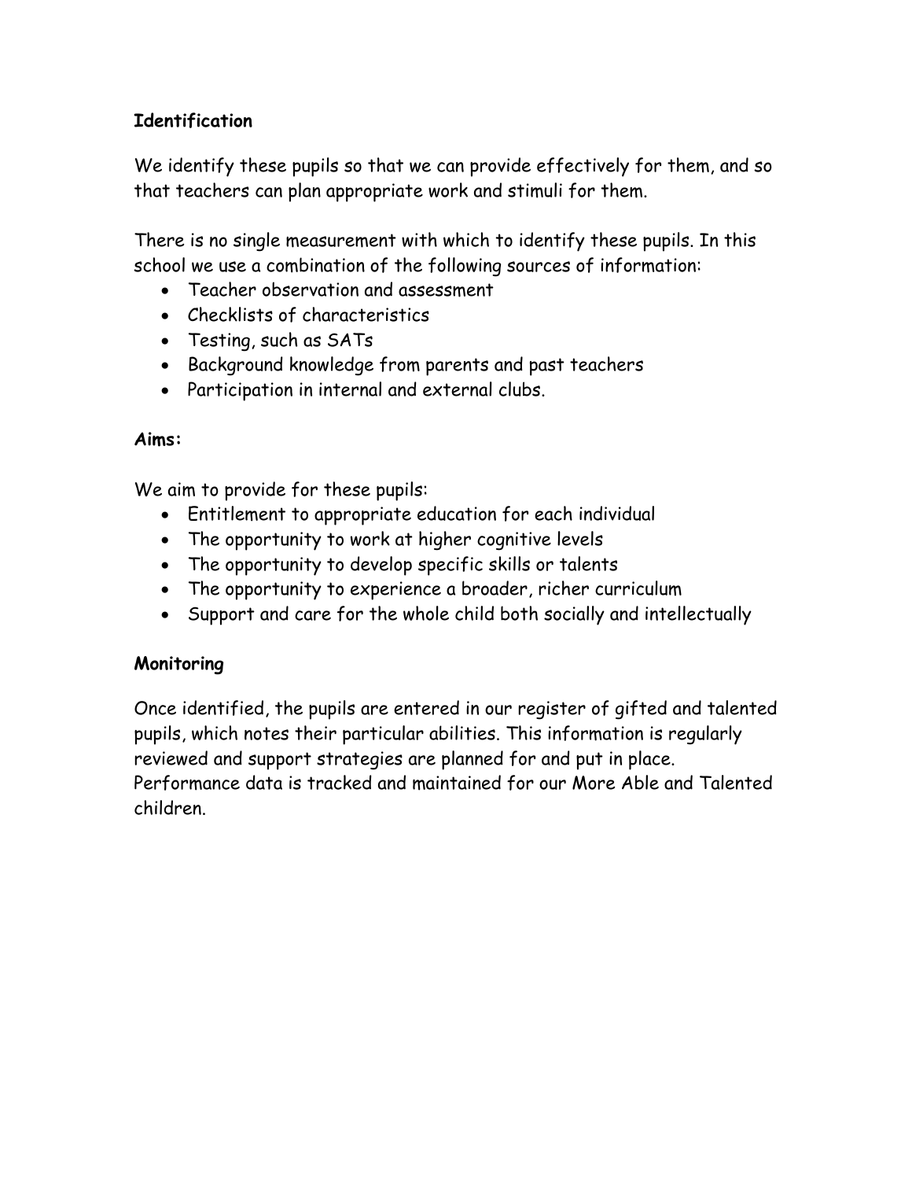**Identification**

We identify these pupils so that we can provide effectively for them, and so that teachers can plan appropriate work and stimuli for them.

There is no single measurement with which to identify these pupils. In this school we use a combination of the following sources of information:

- Teacher observation and assessment
- Checklists of characteristics
- Testing, such as SATs
- Background knowledge from parents and past teachers
- Participation in internal and external clubs.

**Aims:**

We aim to provide for these pupils:

- Entitlement to appropriate education for each individual
- The opportunity to work at higher cognitive levels
- The opportunity to develop specific skills or talents
- The opportunity to experience a broader, richer curriculum
- Support and care for the whole child both socially and intellectually

**Monitoring**

Once identified, the pupils are entered in our register of gifted and talented pupils, which notes their particular abilities. This information is regularly reviewed and support strategies are planned for and put in place. Performance data is tracked and maintained for our More Able and Talented children.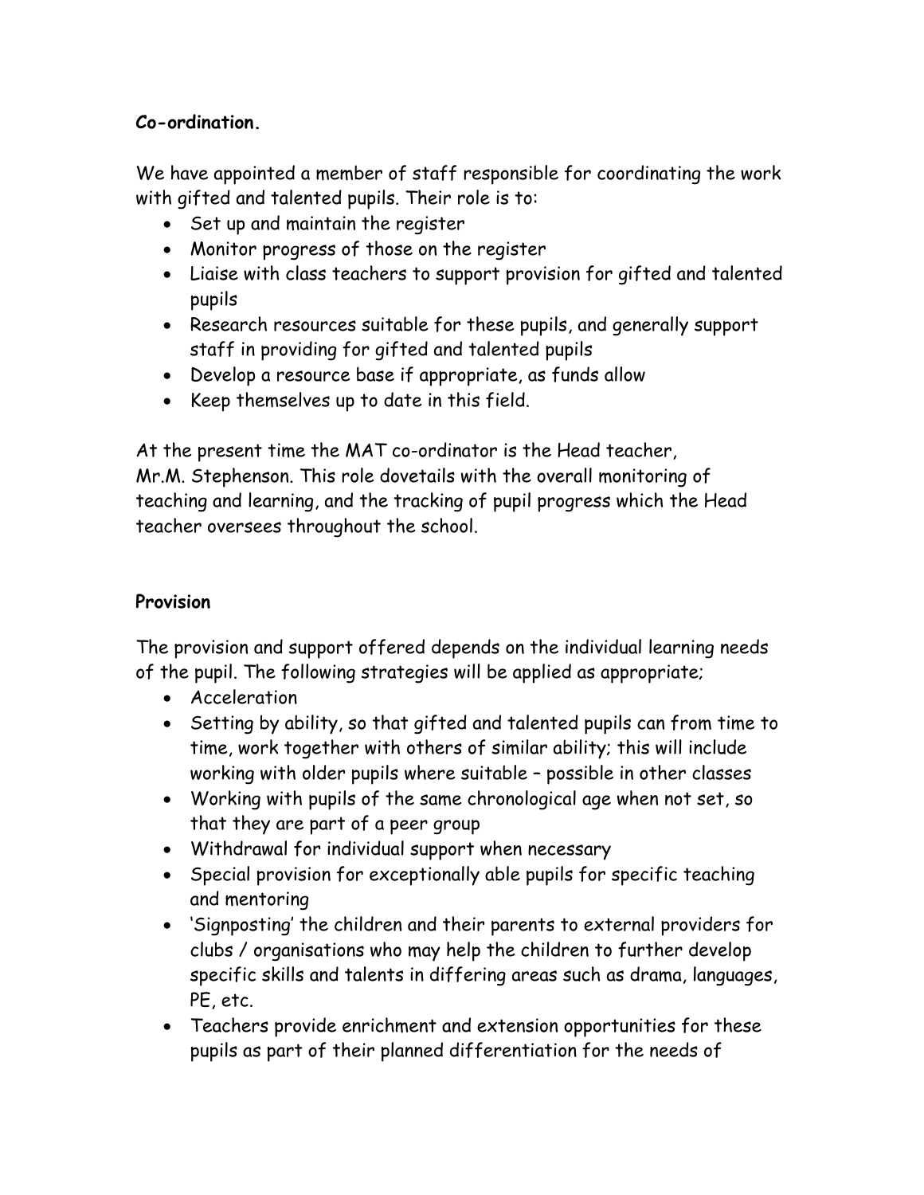**Co-ordination.**

We have appointed a member of staff responsible for coordinating the work with gifted and talented pupils. Their role is to:

- Set up and maintain the register
- Monitor progress of those on the register
- Liaise with class teachers to support provision for gifted and talented pupils
- Research resources suitable for these pupils, and generally support staff in providing for gifted and talented pupils
- Develop a resource base if appropriate, as funds allow
- Keep themselves up to date in this field.

At the present time the MAT co-ordinator is the Head teacher, Mr.M. Stephenson. This role dovetails with the overall monitoring of teaching and learning, and the tracking of pupil progress which the Head teacher oversees throughout the school.

**Provision**

The provision and support offered depends on the individual learning needs of the pupil. The following strategies will be applied as appropriate;

- Acceleration
- Setting by ability, so that gifted and talented pupils can from time to time, work together with others of similar ability; this will include working with older pupils where suitable – possible in other classes
- Working with pupils of the same chronological age when not set, so that they are part of a peer group
- Withdrawal for individual support when necessary
- Special provision for exceptionally able pupils for specific teaching and mentoring
- 'Signposting' the children and their parents to external providers for clubs / organisations who may help the children to further develop specific skills and talents in differing areas such as drama, languages, PE, etc.
- Teachers provide enrichment and extension opportunities for these pupils as part of their planned differentiation for the needs of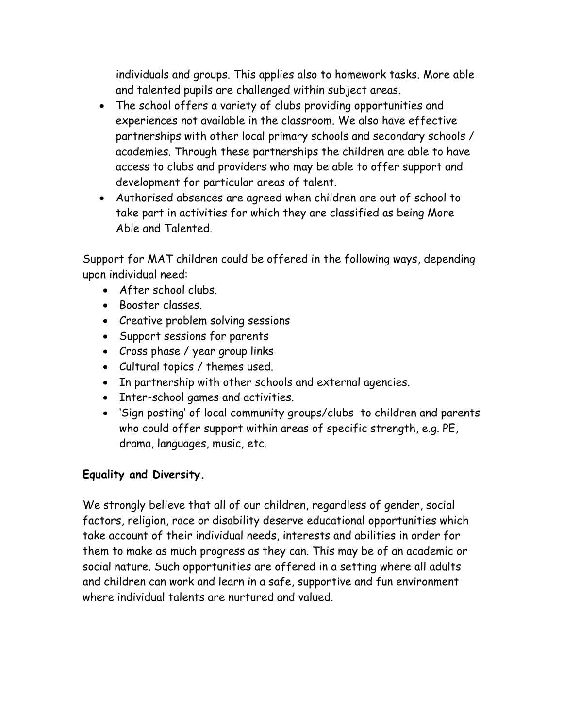individuals and groups. This applies also to homework tasks. More able and talented pupils are challenged within subject areas.

- The school offers a variety of clubs providing opportunities and experiences not available in the classroom. We also have effective partnerships with other local primary schools and secondary schools / academies. Through these partnerships the children are able to have access to clubs and providers who may be able to offer support and development for particular areas of talent.
- Authorised absences are agreed when children are out of school to take part in activities for which they are classified as being More Able and Talented.

Support for MAT children could be offered in the following ways, depending upon individual need:

- After school clubs.
- Booster classes.
- Creative problem solving sessions
- Support sessions for parents
- Cross phase / year group links
- Cultural topics / themes used.
- In partnership with other schools and external agencies.
- Inter-school games and activities.
- 'Sign posting' of local community groups/clubs to children and parents who could offer support within areas of specific strength, e.g. PE, drama, languages, music, etc.

**Equality and Diversity.**

We strongly believe that all of our children, regardless of gender, social factors, religion, race or disability deserve educational opportunities which take account of their individual needs, interests and abilities in order for them to make as much progress as they can. This may be of an academic or social nature. Such opportunities are offered in a setting where all adults and children can work and learn in a safe, supportive and fun environment where individual talents are nurtured and valued.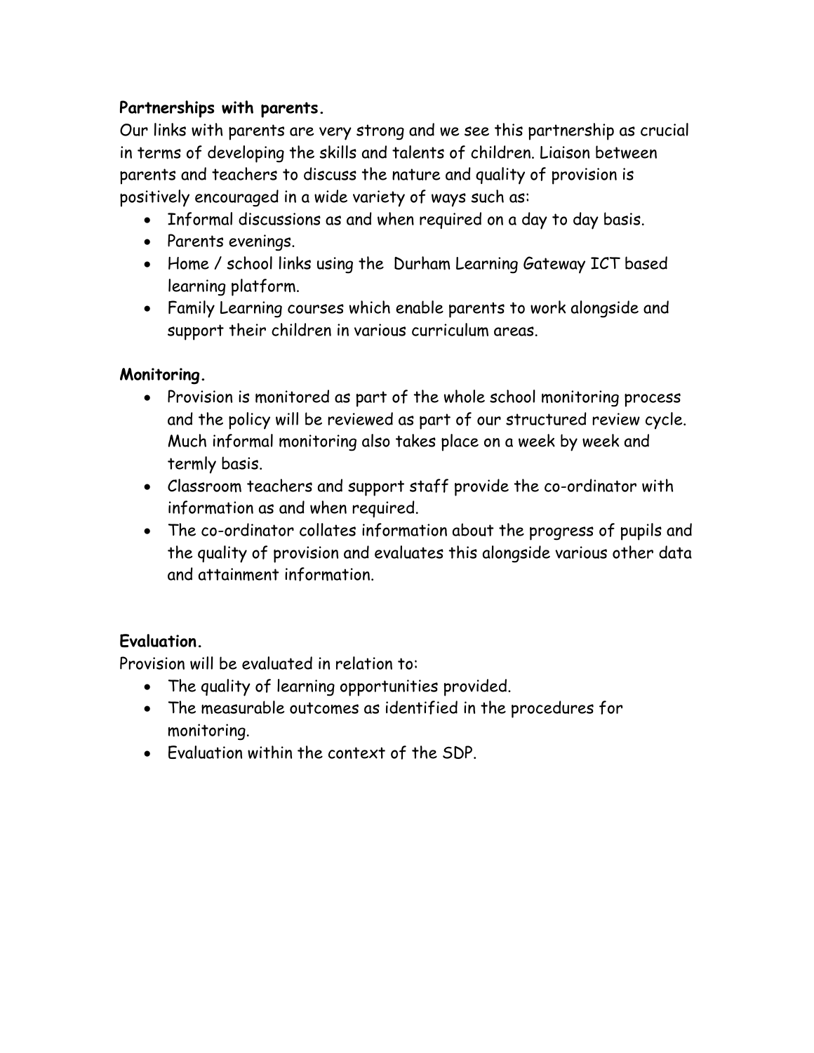**Partnerships with parents.**

Our links with parents are very strong and we see this partnership as crucial in terms of developing the skills and talents of children. Liaison between parents and teachers to discuss the nature and quality of provision is positively encouraged in a wide variety of ways such as:

- Informal discussions as and when required on a day to day basis.
- Parents evenings.
- Home / school links using the Durham Learning Gateway ICT based learning platform.
- Family Learning courses which enable parents to work alongside and support their children in various curriculum areas.

**Monitoring.**

- Provision is monitored as part of the whole school monitoring process and the policy will be reviewed as part of our structured review cycle. Much informal monitoring also takes place on a week by week and termly basis.
- Classroom teachers and support staff provide the co-ordinator with information as and when required.
- The co-ordinator collates information about the progress of pupils and the quality of provision and evaluates this alongside various other data and attainment information.

**Evaluation.**

Provision will be evaluated in relation to:

- The quality of learning opportunities provided.
- The measurable outcomes as identified in the procedures for monitoring.
- Evaluation within the context of the SDP.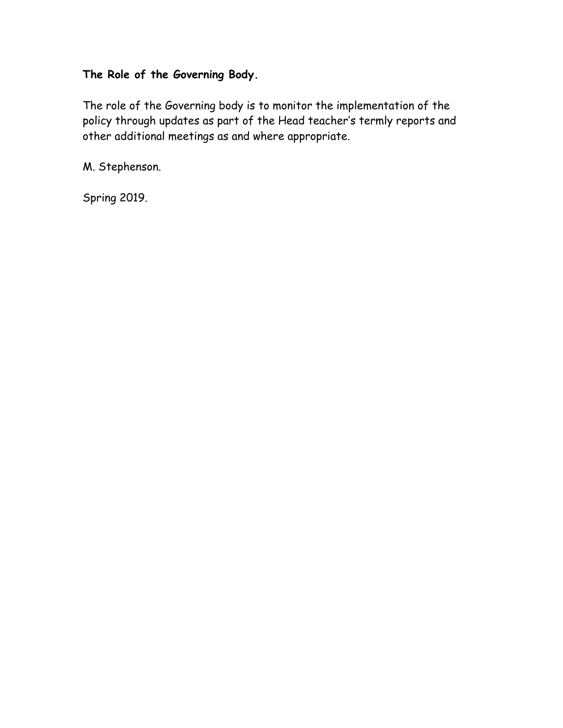**The Role of the Governing Body.**

The role of the Governing body is to monitor the implementation of the policy through updates as part of the Head teacher's termly reports and other additional meetings as and where appropriate.

M. Stephenson.

Spring 2019.